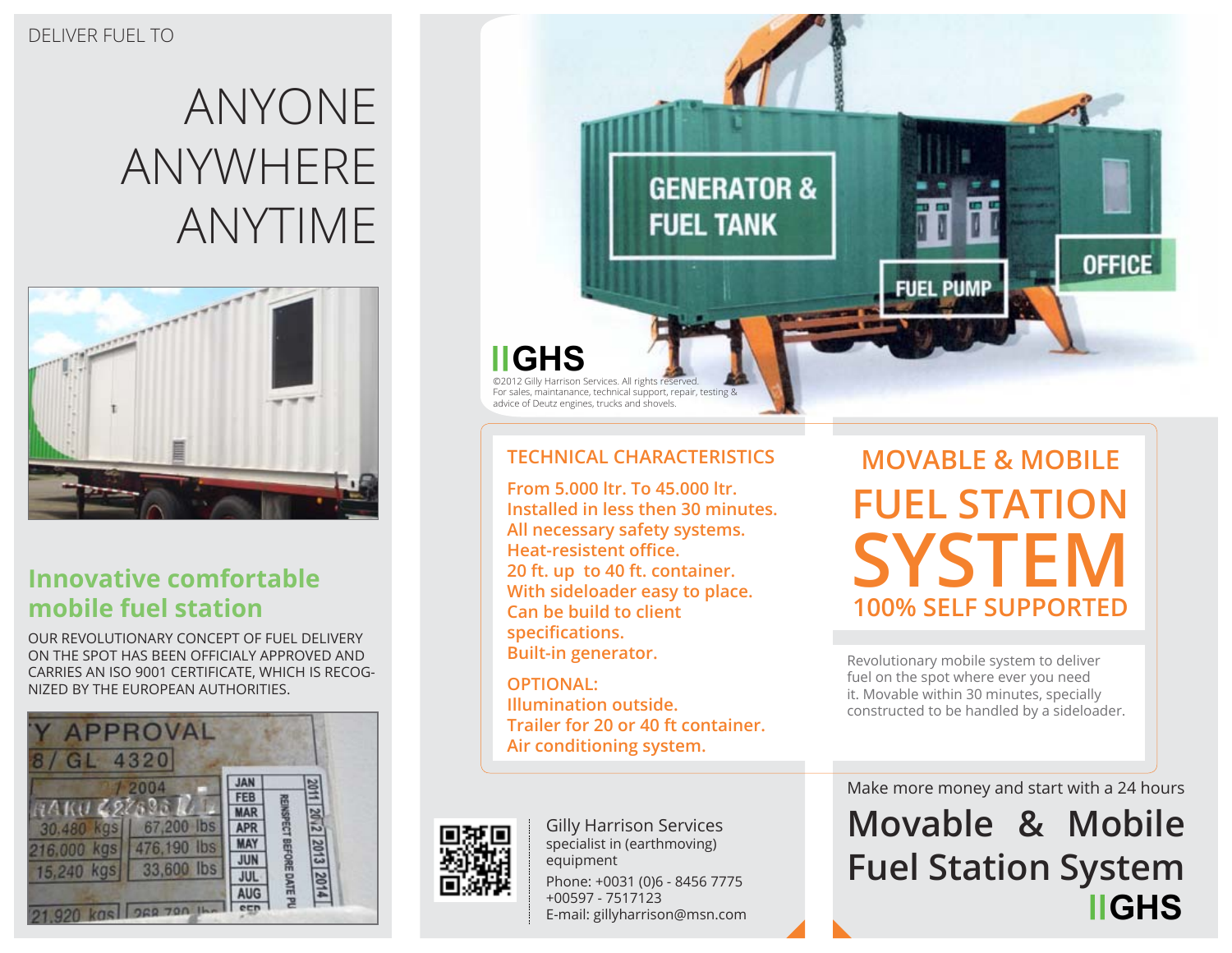DELIVER FUEL TO

# ANYONE ANYWHERE ANYTIME

## Innovative comfortable mobile fuel station

OUR REVOLUTIONARY CONCEPT OF FUEL DELIVERY ON THE SPOT HAS BEEN OFFICIALY APPROVED AND CARRIES AN ISO 9001 CERTIFICATE, WHICH IS RECOGNIZED BY THE EUROPEAN AUTHORITIES.

GENERATOR & FUEL TANK

FUEL PUMP

OFFICE

**GHS**

©2012 Gilly Harrison Services. All rights reserved.
For sales, maintanance, technical support, repair, testing & advice of Deutz engines, trucks and shovels.

## TECHNICAL CHARACTERISTICS

From 5.000 ltr. To 45.000 ltr.
Installed in less then 30 minutes.
All necessary safety systems.
Heat-resistent office.
20 ft. up to 40 ft. container.
With sideloader easy to place.
Can be build to client specifications.
Built-in generator.

OPTIONAL:
Illumination outside.
Trailer for 20 or 40 ft container.
Air conditioning system.

# MOVABLE & MOBILE FUEL STATION SYSTEM

## 100% SELF SUPPORTED

Revolutionary mobile system to deliver fuel on the spot where ever you need it. Movable within 30 minutes, specially constructed to be handled by a sideloader.

Gilly Harrison Services
specialist in (earthmoving) equipment
Phone: +0031 (0)6 - 8456 7775
+00597 - 7517123
E-mail: gillyharrison@msn.com

Make more money and start with a 24 hours

# Movable & Mobile Fuel Station System

**GHS**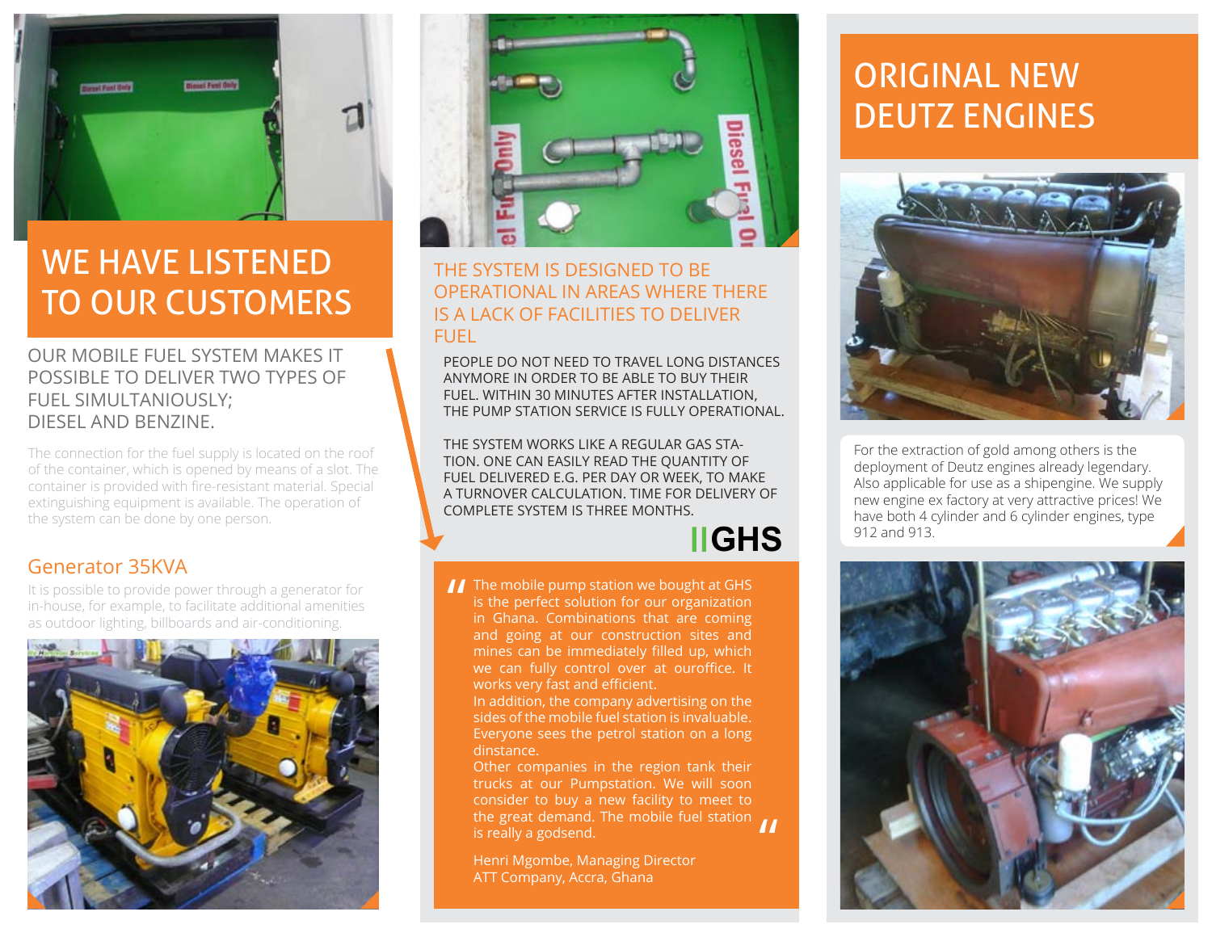# WE HAVE LISTENED TO OUR CUSTOMERS

OUR MOBILE FUEL SYSTEM MAKES IT POSSIBLE TO DELIVER TWO TYPES OF FUEL SIMULTANIOUSLY; DIESEL AND BENZINE.

The connection for the fuel supply is located on the roof of the container, which is opened by means of a slot. The container is provided with fire-resistant material. Special extinguishing equipment is available. The operation of the system can be done by one person.

## Generator 35KVA

It is possible to provide power through a generator for in-house, for example, to facilitate additional amenities as outdoor lighting, billboards and air-conditioning.

## THE SYSTEM IS DESIGNED TO BE OPERATIONAL IN AREAS WHERE THERE IS A LACK OF FACILITIES TO DELIVER FUEL

PEOPLE DO NOT NEED TO TRAVEL LONG DISTANCES ANYMORE IN ORDER TO BE ABLE TO BUY THEIR FUEL. WITHIN 30 MINUTES AFTER INSTALLATION, THE PUMP STATION SERVICE IS FULLY OPERATIONAL.

THE SYSTEM WORKS LIKE A REGULAR GAS STATION. ONE CAN EASILY READ THE QUANTITY OF FUEL DELIVERED E.G. PER DAY OR WEEK, TO MAKE A TURNOVER CALCULATION. TIME FOR DELIVERY OF COMPLETE SYSTEM IS THREE MONTHS.

GHS

> "The mobile pump station we bought at GHS is the perfect solution for our organization in Ghana. Combinations that are coming and going at our construction sites and mines can be immediately filled up, which we can fully control over at ouroffice. It works very fast and efficient.
> In addition, the company advertising on the sides of the mobile fuel station is invaluable. Everyone sees the petrol station on a long dinstance.
> Other companies in the region tank their trucks at our Pumpstation. We will soon consider to buy a new facility to meet to the great demand. The mobile fuel station is really a godsend."
>
> Henri Mgombe, Managing Director
> ATT Company, Accra, Ghana

# ORIGINAL NEW DEUTZ ENGINES

For the extraction of gold among others is the deployment of Deutz engines already legendary. Also applicable for use as a shipengine. We supply new engine ex factory at very attractive prices! We have both 4 cylinder and 6 cylinder engines, type 912 and 913.